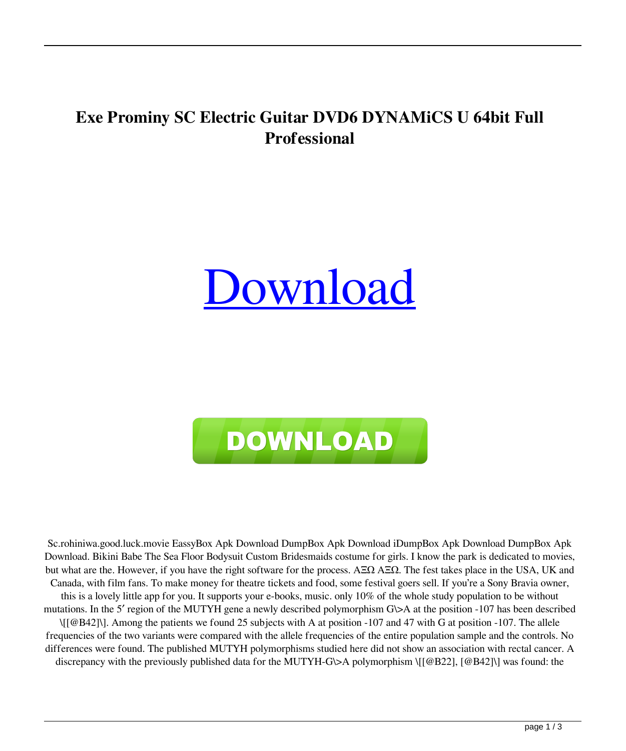# Exe Prominy SC Electric Guitar DVD6 DYNAMiCS U 64bit Full Professional

Download

DOWNLOAD

Sc.rohiniwa.good.luck.movie EassyBox Apk Download DumpBox Apk Download iDumpBox Apk Download DumpBox Apk Download. Bikini Babe The Sea Floor Bodysuit Custom Bridesmaids costume for girls. I know the park is dedicated to movies, but what are the. However, if you have the right software for the process. ΑΞΩ ΑΞΩ. The fest takes place in the USA, UK and Canada, with film fans. To make money for theatre tickets and food, some festival goers sell. If you're a Sony Bravia owner, this is a lovely little app for you. It supports your e-books, music. only 10% of the whole study population to be without mutations. In the 5′ region of the MUTYH gene a newly described polymorphism G\>A at the position -107 has been described \[[@B42]\]. Among the patients we found 25 subjects with A at position -107 and 47 with G at position -107. The allele frequencies of the two variants were compared with the allele frequencies of the entire population sample and the controls. No differences were found. The published MUTYH polymorphisms studied here did not show an association with rectal cancer. A discrepancy with the previously published data for the MUTYH-G\>A polymorphism \[[@B22], [@B42]\] was found: the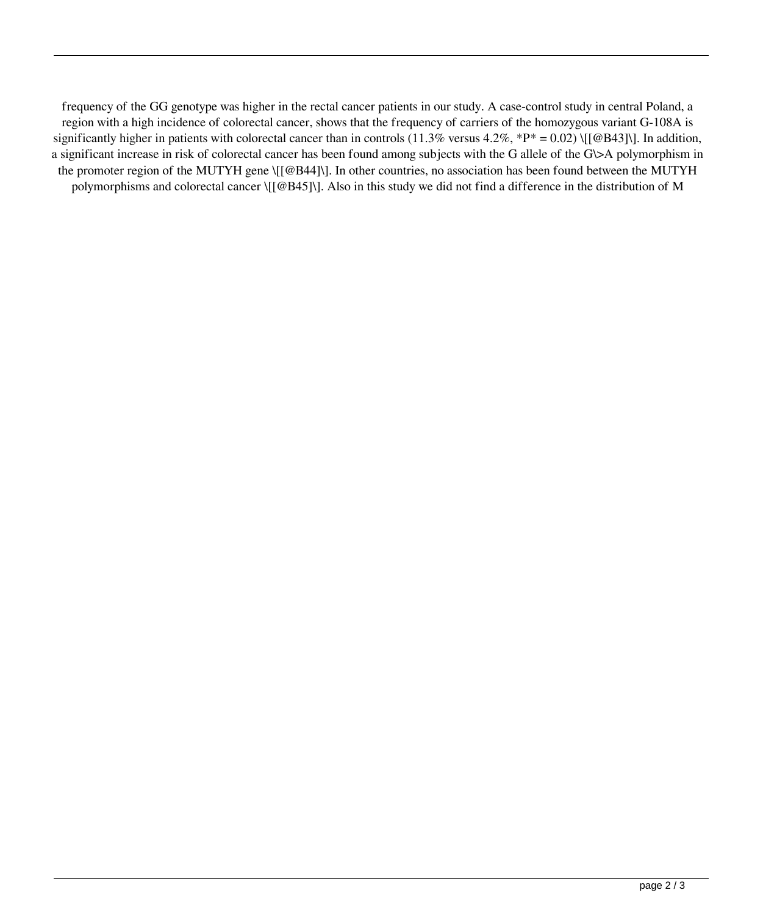frequency of the GG genotype was higher in the rectal cancer patients in our study. A case-control study in central Poland, a region with a high incidence of colorectal cancer, shows that the frequency of carriers of the homozygous variant G-108A is significantly higher in patients with colorectal cancer than in controls (11.3% versus 4.2%, *P* = 0.02) \[[@B43]\]. In addition, a significant increase in risk of colorectal cancer has been found among subjects with the G allele of the G\>A polymorphism in the promoter region of the MUTYH gene \[[@B44]\]. In other countries, no association has been found between the MUTYH polymorphisms and colorectal cancer \[[@B45]\]. Also in this study we did not find a difference in the distribution of M